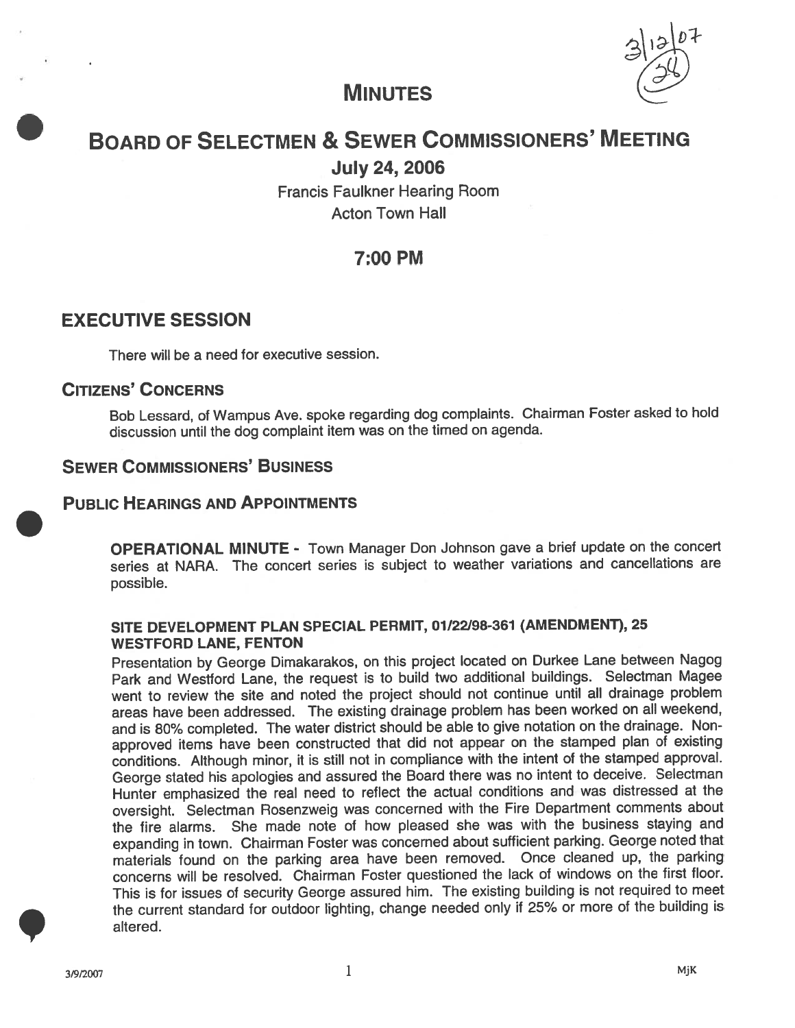3/12/07
(24)

# MINUTES

# BOARD OF SELECTMEN & SEWER COMMISSIONERS' MEETING

## July 24, 2006

Francis Faulkner Hearing Room
Acton Town Hall

## 7:00 PM

## EXECUTIVE SESSION

There will be a need for executive session.

## CITIZENS' CONCERNS

Bob Lessard, of Wampus Ave. spoke regarding dog complaints. Chairman Foster asked to hold discussion until the dog complaint item was on the timed on agenda.

## SEWER COMMISSIONERS' BUSINESS

## PUBLIC HEARINGS AND APPOINTMENTS

**OPERATIONAL MINUTE -** Town Manager Don Johnson gave a brief update on the concert series at NARA. The concert series is subject to weather variations and cancellations are possible.

### SITE DEVELOPMENT PLAN SPECIAL PERMIT, 01/22/98-361 (AMENDMENT), 25 WESTFORD LANE, FENTON

Presentation by George Dimakarakos, on this project located on Durkee Lane between Nagog Park and Westford Lane, the request is to build two additional buildings. Selectman Magee went to review the site and noted the project should not continue until all drainage problem areas have been addressed. The existing drainage problem has been worked on all weekend, and is 80% completed. The water district should be able to give notation on the drainage. Non-approved items have been constructed that did not appear on the stamped plan of existing conditions. Although minor, it is still not in compliance with the intent of the stamped approval. George stated his apologies and assured the Board there was no intent to deceive. Selectman Hunter emphasized the real need to reflect the actual conditions and was distressed at the oversight. Selectman Rosenzweig was concerned with the Fire Department comments about the fire alarms. She made note of how pleased she was with the business staying and expanding in town. Chairman Foster was concerned about sufficient parking. George noted that materials found on the parking area have been removed. Once cleaned up, the parking concerns will be resolved. Chairman Foster questioned the lack of windows on the first floor. This is for issues of security George assured him. The existing building is not required to meet the current standard for outdoor lighting, change needed only if 25% or more of the building is altered.

3/9/2007 MjK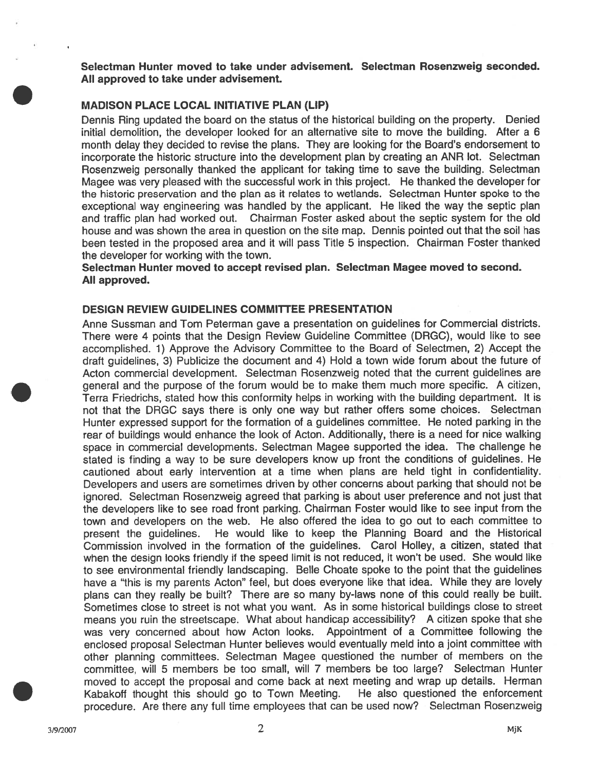**Selectman Hunter moved to take under advisement. Selectman Rosenzweig seconded. All approved to take under advisement.**

### MADISON PLACE LOCAL INITIATIVE PLAN (LIP)

Dennis Ring updated the board on the status of the historical building on the property. Denied initial demolition, the developer looked for an alternative site to move the building. After a 6 month delay they decided to revise the plans. They are looking for the Board's endorsement to incorporate the historic structure into the development plan by creating an ANR lot. Selectman Rosenzweig personally thanked the applicant for taking time to save the building. Selectman Magee was very pleased with the successful work in this project. He thanked the developer for the historic preservation and the plan as it relates to wetlands. Selectman Hunter spoke to the exceptional way engineering was handled by the applicant. He liked the way the septic plan and traffic plan had worked out. Chairman Foster asked about the septic system for the old house and was shown the area in question on the site map. Dennis pointed out that the soil has been tested in the proposed area and it will pass Title 5 inspection. Chairman Foster thanked the developer for working with the town.

**Selectman Hunter moved to accept revised plan. Selectman Magee moved to second. All approved.**

### DESIGN REVIEW GUIDELINES COMMITTEE PRESENTATION

Anne Sussman and Tom Peterman gave a presentation on guidelines for Commercial districts. There were 4 points that the Design Review Guideline Committee (DRGC), would like to see accomplished. 1) Approve the Advisory Committee to the Board of Selectmen, 2) Accept the draft guidelines, 3) Publicize the document and 4) Hold a town wide forum about the future of Acton commercial development. Selectman Rosenzweig noted that the current guidelines are general and the purpose of the forum would be to make them much more specific. A citizen, Terra Friedrichs, stated how this conformity helps in working with the building department. It is not that the DRGC says there is only one way but rather offers some choices. Selectman Hunter expressed support for the formation of a guidelines committee. He noted parking in the rear of buildings would enhance the look of Acton. Additionally, there is a need for nice walking space in commercial developments. Selectman Magee supported the idea. The challenge he stated is finding a way to be sure developers know up front the conditions of guidelines. He cautioned about early intervention at a time when plans are held tight in confidentiality. Developers and users are sometimes driven by other concerns about parking that should not be ignored. Selectman Rosenzweig agreed that parking is about user preference and not just that the developers like to see road front parking. Chairman Foster would like to see input from the town and developers on the web. He also offered the idea to go out to each committee to present the guidelines. He would like to keep the Planning Board and the Historical Commission involved in the formation of the guidelines. Carol Holley, a citizen, stated that when the design looks friendly if the speed limit is not reduced, it won't be used. She would like to see environmental friendly landscaping. Belle Choate spoke to the point that the guidelines have a "this is my parents Acton" feel, but does everyone like that idea. While they are lovely plans can they really be built? There are so many by-laws none of this could really be built. Sometimes close to street is not what you want. As in some historical buildings close to street means you ruin the streetscape. What about handicap accessibility? A citizen spoke that she was very concerned about how Acton looks. Appointment of a Committee following the enclosed proposal Selectman Hunter believes would eventually meld into a joint committee with other planning committees. Selectman Magee questioned the number of members on the committee, will 5 members be too small, will 7 members be too large? Selectman Hunter moved to accept the proposal and come back at next meeting and wrap up details. Herman Kabakoff thought this should go to Town Meeting. He also questioned the enforcement procedure. Are there any full time employees that can be used now? Selectman Rosenzweig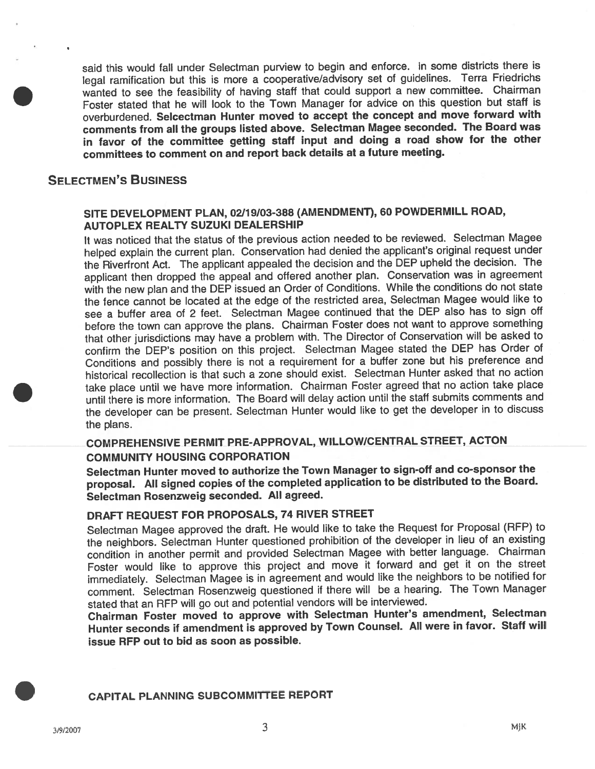said this would fall under Selectman purview to begin and enforce. In some districts there is legal ramification but this is more a cooperative/advisory set of guidelines. Terra Friedrichs wanted to see the feasibility of having staff that could support a new committee. Chairman Foster stated that he will look to the Town Manager for advice on this question but staff is overburdened. **Selcectman Hunter moved to accept the concept and move forward with comments from all the groups listed above. Selectman Magee seconded. The Board was in favor of the committee getting staff input and doing a road show for the other committees to comment on and report back details at a future meeting.**

## SELECTMEN'S BUSINESS

### SITE DEVELOPMENT PLAN, 02/19/03-388 (AMENDMENT), 60 POWDERMILL ROAD, AUTOPLEX REALTY SUZUKI DEALERSHIP

It was noticed that the status of the previous action needed to be reviewed. Selectman Magee helped explain the current plan. Conservation had denied the applicant's original request under the Riverfront Act. The applicant appealed the decision and the DEP upheld the decision. The applicant then dropped the appeal and offered another plan. Conservation was in agreement with the new plan and the DEP issued an Order of Conditions. While the conditions do not state the fence cannot be located at the edge of the restricted area, Selectman Magee would like to see a buffer area of 2 feet. Selectman Magee continued that the DEP also has to sign off before the town can approve the plans. Chairman Foster does not want to approve something that other jurisdictions may have a problem with. The Director of Conservation will be asked to confirm the DEP's position on this project. Selectman Magee stated the DEP has Order of Conditions and possibly there is not a requirement for a buffer zone but his preference and historical recollection is that such a zone should exist. Selectman Hunter asked that no action take place until we have more information. Chairman Foster agreed that no action take place until there is more information. The Board will delay action until the staff submits comments and the developer can be present. Selectman Hunter would like to get the developer in to discuss the plans.

### COMPREHENSIVE PERMIT PRE-APPROVAL, WILLOW/CENTRAL STREET, ACTON COMMUNITY HOUSING CORPORATION

**Selectman Hunter moved to authorize the Town Manager to sign-off and co-sponsor the proposal. All signed copies of the completed application to be distributed to the Board. Selectman Rosenzweig seconded. All agreed.**

### DRAFT REQUEST FOR PROPOSALS, 74 RIVER STREET

Selectman Magee approved the draft. He would like to take the Request for Proposal (RFP) to the neighbors. Selectman Hunter questioned prohibition of the developer in lieu of an existing condition in another permit and provided Selectman Magee with better language. Chairman Foster would like to approve this project and move it forward and get it on the street immediately. Selectman Magee is in agreement and would like the neighbors to be notified for comment. Selectman Rosenzweig questioned if there will be a hearing. The Town Manager stated that an RFP will go out and potential vendors will be interviewed.

**Chairman Foster moved to approve with Selectman Hunter's amendment, Selectman Hunter seconds if amendment is approved by Town Counsel. All were in favor. Staff will issue RFP out to bid as soon as possible.**

### CAPITAL PLANNING SUBCOMMITTEE REPORT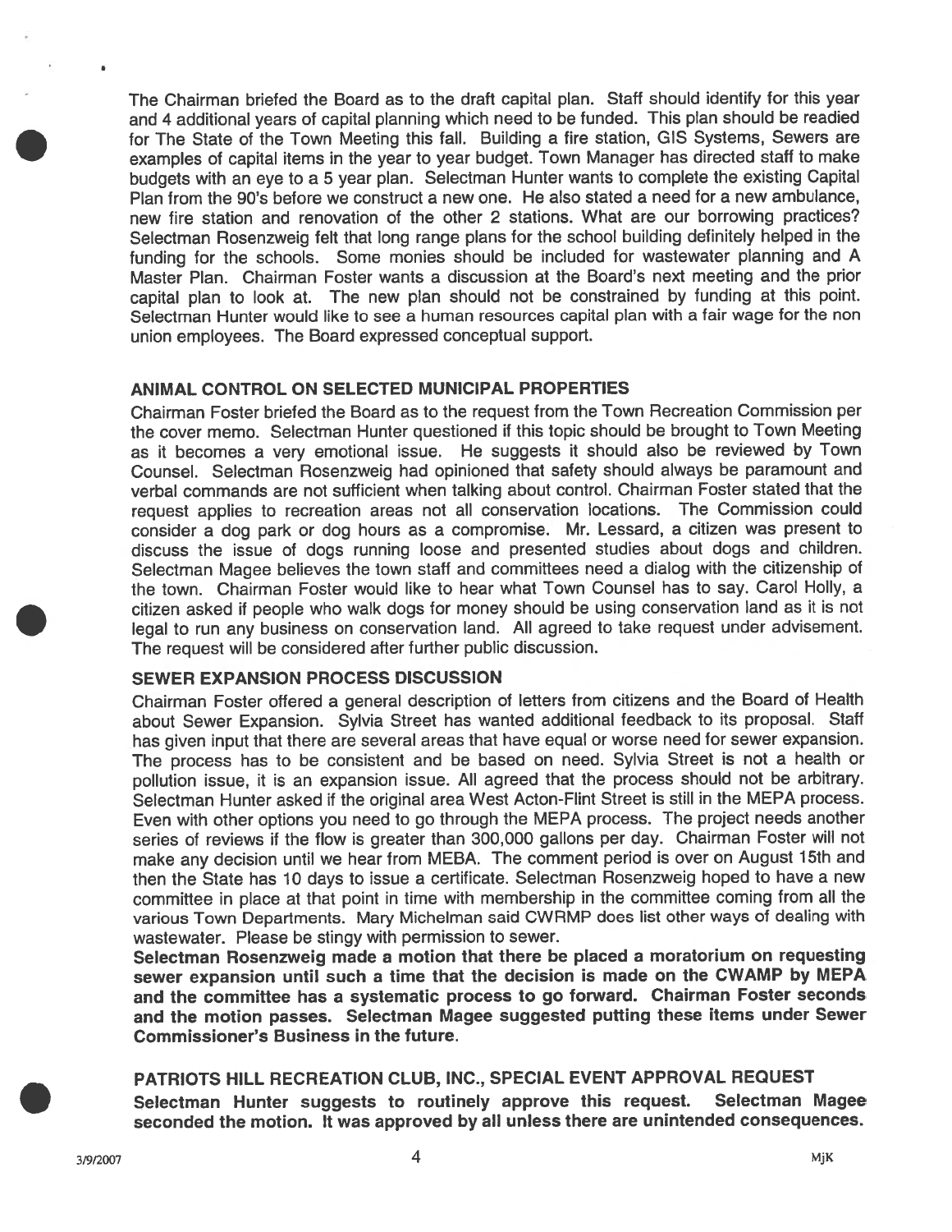The Chairman briefed the Board as to the draft capital plan. Staff should identify for this year and 4 additional years of capital planning which need to be funded. This plan should be readied for The State of the Town Meeting this fall. Building a fire station, GIS Systems, Sewers are examples of capital items in the year to year budget. Town Manager has directed staff to make budgets with an eye to a 5 year plan. Selectman Hunter wants to complete the existing Capital Plan from the 90's before we construct a new one. He also stated a need for a new ambulance, new fire station and renovation of the other 2 stations. What are our borrowing practices? Selectman Rosenzweig felt that long range plans for the school building definitely helped in the funding for the schools. Some monies should be included for wastewater planning and A Master Plan. Chairman Foster wants a discussion at the Board's next meeting and the prior capital plan to look at. The new plan should not be constrained by funding at this point. Selectman Hunter would like to see a human resources capital plan with a fair wage for the non union employees. The Board expressed conceptual support.

## ANIMAL CONTROL ON SELECTED MUNICIPAL PROPERTIES

Chairman Foster briefed the Board as to the request from the Town Recreation Commission per the cover memo. Selectman Hunter questioned if this topic should be brought to Town Meeting as it becomes a very emotional issue. He suggests it should also be reviewed by Town Counsel. Selectman Rosenzweig had opinioned that safety should always be paramount and verbal commands are not sufficient when talking about control. Chairman Foster stated that the request applies to recreation areas not all conservation locations. The Commission could consider a dog park or dog hours as a compromise. Mr. Lessard, a citizen was present to discuss the issue of dogs running loose and presented studies about dogs and children. Selectman Magee believes the town staff and committees need a dialog with the citizenship of the town. Chairman Foster would like to hear what Town Counsel has to say. Carol Holly, a citizen asked if people who walk dogs for money should be using conservation land as it is not legal to run any business on conservation land. All agreed to take request under advisement. The request will be considered after further public discussion.

## SEWER EXPANSION PROCESS DISCUSSION

Chairman Foster offered a general description of letters from citizens and the Board of Health about Sewer Expansion. Sylvia Street has wanted additional feedback to its proposal. Staff has given input that there are several areas that have equal or worse need for sewer expansion. The process has to be consistent and be based on need. Sylvia Street is not a health or pollution issue, it is an expansion issue. All agreed that the process should not be arbitrary. Selectman Hunter asked if the original area West Acton-Flint Street is still in the MEPA process. Even with other options you need to go through the MEPA process. The project needs another series of reviews if the flow is greater than 300,000 gallons per day. Chairman Foster will not make any decision until we hear from MEBA. The comment period is over on August 15th and then the State has 10 days to issue a certificate. Selectman Rosenzweig hoped to have a new committee in place at that point in time with membership in the committee coming from all the various Town Departments. Mary Michelman said CWRMP does list other ways of dealing with wastewater. Please be stingy with permission to sewer.

**Selectman Rosenzweig made a motion that there be placed a moratorium on requesting sewer expansion until such a time that the decision is made on the CWAMP by MEPA and the committee has a systematic process to go forward. Chairman Foster seconds and the motion passes. Selectman Magee suggested putting these items under Sewer Commissioner's Business in the future.**

## PATRIOTS HILL RECREATION CLUB, INC., SPECIAL EVENT APPROVAL REQUEST

**Selectman Hunter suggests to routinely approve this request. Selectman Magee seconded the motion. It was approved by all unless there are unintended consequences.**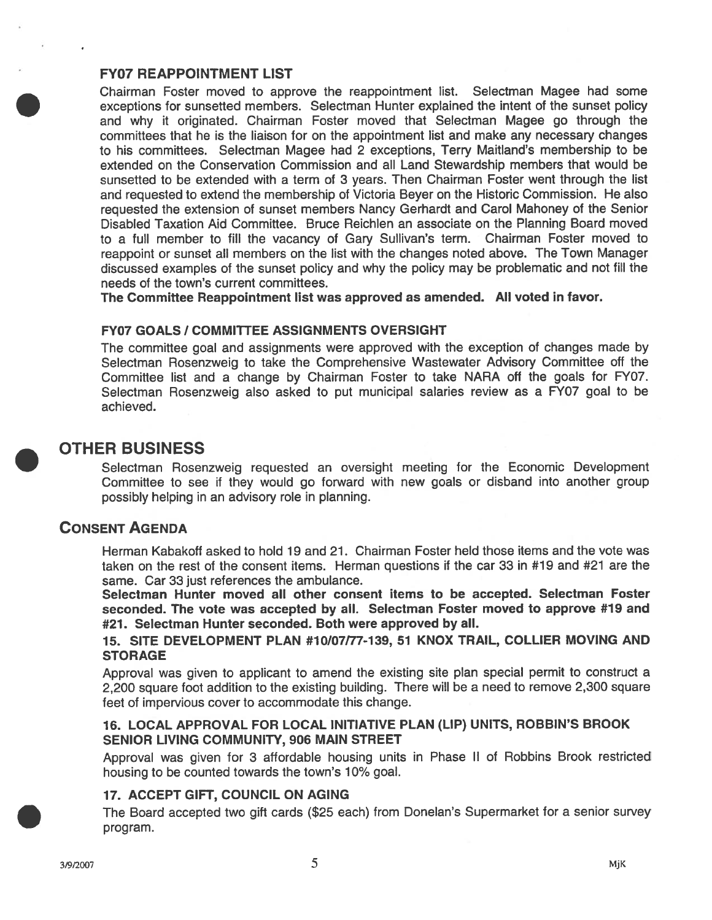### FY07 REAPPOINTMENT LIST

Chairman Foster moved to approve the reappointment list. Selectman Magee had some exceptions for sunsetted members. Selectman Hunter explained the intent of the sunset policy and why it originated. Chairman Foster moved that Selectman Magee go through the committees that he is the liaison for on the appointment list and make any necessary changes to his committees. Selectman Magee had 2 exceptions, Terry Maitland's membership to be extended on the Conservation Commission and all Land Stewardship members that would be sunsetted to be extended with a term of 3 years. Then Chairman Foster went through the list and requested to extend the membership of Victoria Beyer on the Historic Commission. He also requested the extension of sunset members Nancy Gerhardt and Carol Mahoney of the Senior Disabled Taxation Aid Committee. Bruce Reichlen an associate on the Planning Board moved to a full member to fill the vacancy of Gary Sullivan's term. Chairman Foster moved to reappoint or sunset all members on the list with the changes noted above. The Town Manager discussed examples of the sunset policy and why the policy may be problematic and not fill the needs of the town's current committees.

**The Committee Reappointment list was approved as amended. All voted in favor.**

### FY07 GOALS / COMMITTEE ASSIGNMENTS OVERSIGHT

The committee goal and assignments were approved with the exception of changes made by Selectman Rosenzweig to take the Comprehensive Wastewater Advisory Committee off the Committee list and a change by Chairman Foster to take NARA off the goals for FY07. Selectman Rosenzweig also asked to put municipal salaries review as a FY07 goal to be achieved.

## OTHER BUSINESS

Selectman Rosenzweig requested an oversight meeting for the Economic Development Committee to see if they would go forward with new goals or disband into another group possibly helping in an advisory role in planning.

## CONSENT AGENDA

Herman Kabakoff asked to hold 19 and 21. Chairman Foster held those items and the vote was taken on the rest of the consent items. Herman questions if the car 33 in #19 and #21 are the same. Car 33 just references the ambulance.

**Selectman Hunter moved all other consent items to be accepted. Selectman Foster seconded. The vote was accepted by all. Selectman Foster moved to approve #19 and #21. Selectman Hunter seconded. Both were approved by all.**

### 15. SITE DEVELOPMENT PLAN #10/07/77-139, 51 KNOX TRAIL, COLLIER MOVING AND STORAGE

Approval was given to applicant to amend the existing site plan special permit to construct a 2,200 square foot addition to the existing building. There will be a need to remove 2,300 square feet of impervious cover to accommodate this change.

### 16. LOCAL APPROVAL FOR LOCAL INITIATIVE PLAN (LIP) UNITS, ROBBIN'S BROOK SENIOR LIVING COMMUNITY, 906 MAIN STREET

Approval was given for 3 affordable housing units in Phase II of Robbins Brook restricted housing to be counted towards the town's 10% goal.

### 17. ACCEPT GIFT, COUNCIL ON AGING

The Board accepted two gift cards ($25 each) from Donelan's Supermarket for a senior survey program.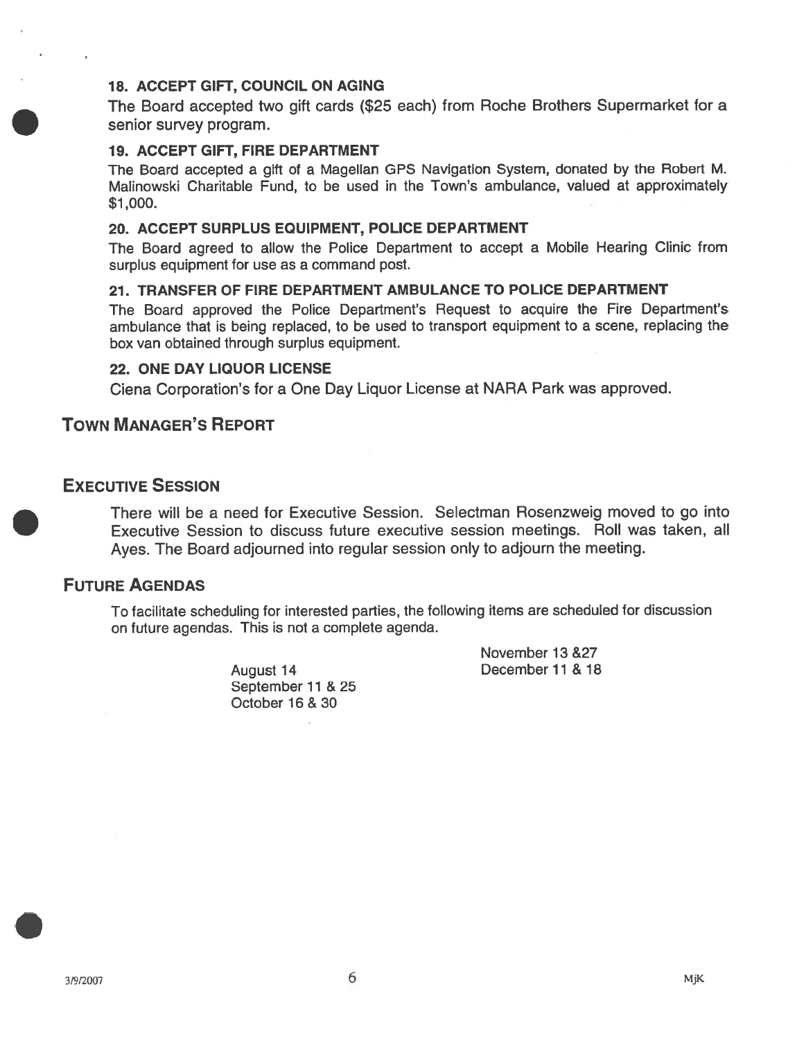### 18. ACCEPT GIFT, COUNCIL ON AGING

The Board accepted two gift cards ($25 each) from Roche Brothers Supermarket for a senior survey program.

### 19. ACCEPT GIFT, FIRE DEPARTMENT

The Board accepted a gift of a Magellan GPS Navigation System, donated by the Robert M. Malinowski Charitable Fund, to be used in the Town's ambulance, valued at approximately $1,000.

### 20. ACCEPT SURPLUS EQUIPMENT, POLICE DEPARTMENT

The Board agreed to allow the Police Department to accept a Mobile Hearing Clinic from surplus equipment for use as a command post.

### 21. TRANSFER OF FIRE DEPARTMENT AMBULANCE TO POLICE DEPARTMENT

The Board approved the Police Department's Request to acquire the Fire Department's ambulance that is being replaced, to be used to transport equipment to a scene, replacing the box van obtained through surplus equipment.

### 22. ONE DAY LIQUOR LICENSE

Ciena Corporation's for a One Day Liquor License at NARA Park was approved.

## Town Manager's Report

## Executive Session

There will be a need for Executive Session. Selectman Rosenzweig moved to go into Executive Session to discuss future executive session meetings. Roll was taken, all Ayes. The Board adjourned into regular session only to adjourn the meeting.

## Future Agendas

To facilitate scheduling for interested parties, the following items are scheduled for discussion on future agendas. This is not a complete agenda.

August 14
September 11 & 25
October 16 & 30
November 13 &27
December 11 & 18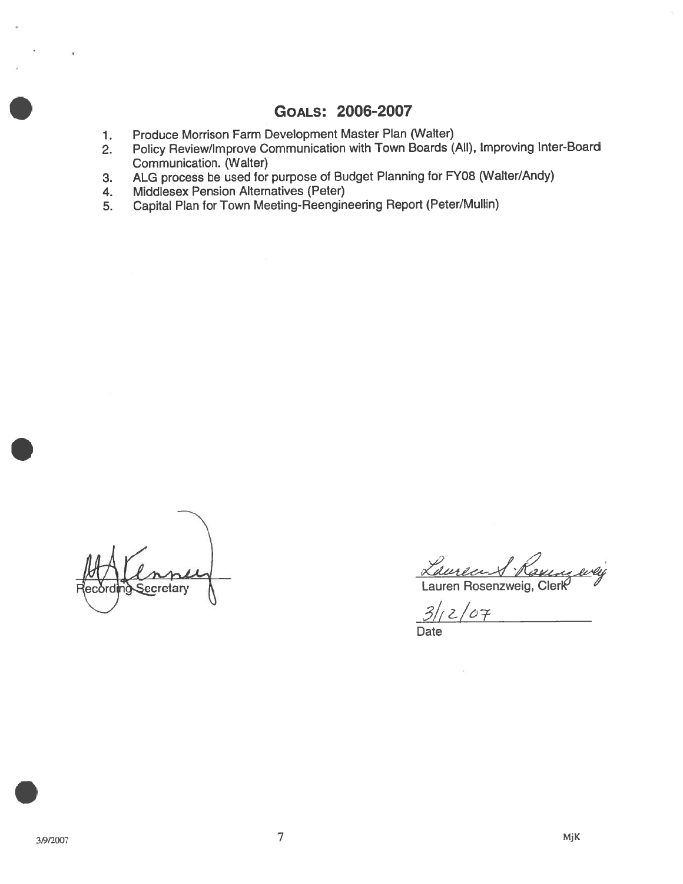## Goals: 2006-2007

1. Produce Morrison Farm Development Master Plan (Walter)
2. Policy Review/Improve Communication with Town Boards (All), Improving Inter-Board Communication. (Walter)
3. ALG process be used for purpose of Budget Planning for FY08 (Walter/Andy)
4. Middlesex Pension Alternatives (Peter)
5. Capital Plan for Town Meeting-Reengineering Report (Peter/Mullin)

Recording Secretary

Lauren Rosenzweig, Clerk

3/12/07
Date

3/9/2007 MjK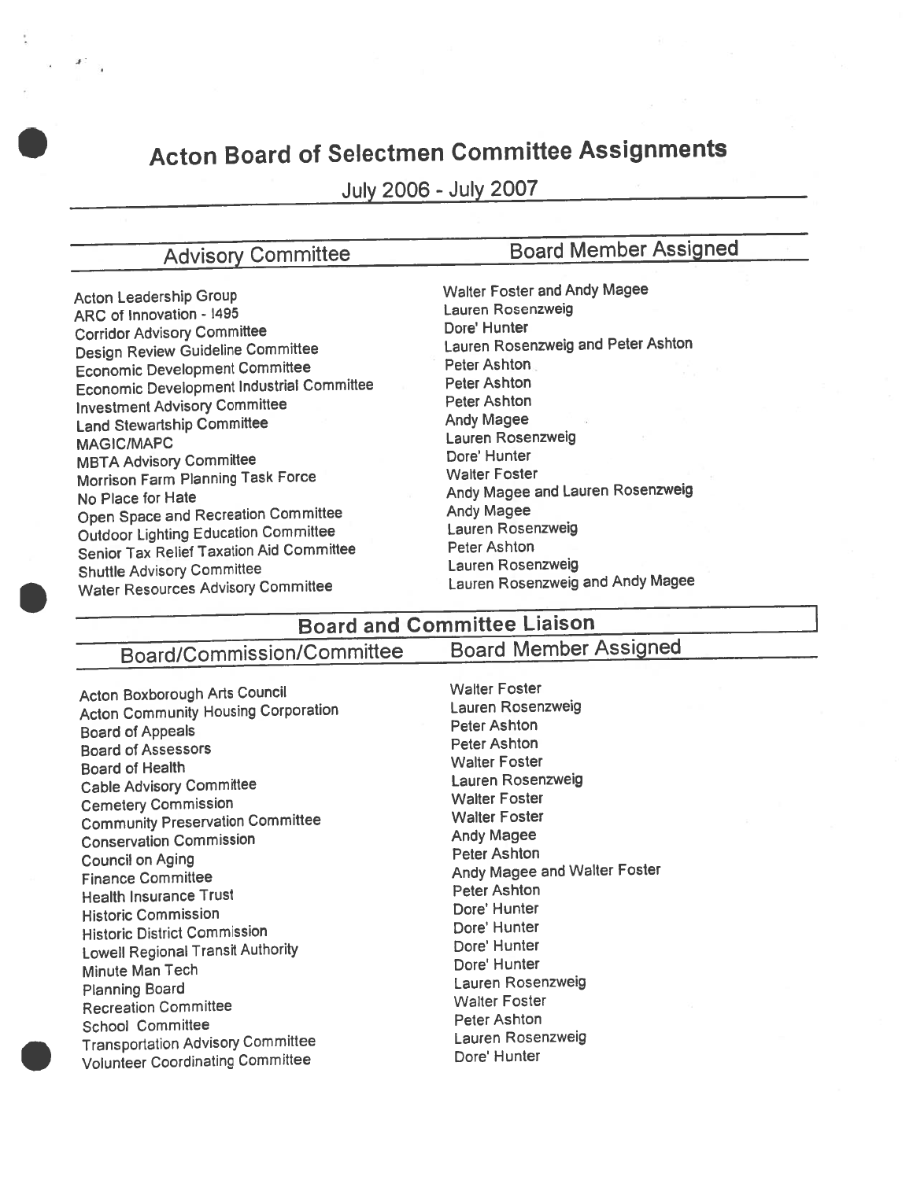# Acton Board of Selectmen Committee Assignments

July 2006 - July 2007

| Advisory Committee | Board Member Assigned |
| --- | --- |
| Acton Leadership Group | Walter Foster and Andy Magee |
| ARC of Innovation - I495 | Lauren Rosenzweig |
| Corridor Advisory Committee | Dore' Hunter |
| Design Review Guideline Committee | Lauren Rosenzweig and Peter Ashton |
| Economic Development Committee | Peter Ashton |
| Economic Development Industrial Committee | Peter Ashton |
| Investment Advisory Committee | Peter Ashton |
| Land Stewartship Committee | Andy Magee |
| MAGIC/MAPC | Lauren Rosenzweig |
| MBTA Advisory Committee | Dore' Hunter |
| Morrison Farm Planning Task Force | Walter Foster |
| No Place for Hate | Andy Magee and Lauren Rosenzweig |
| Open Space and Recreation Committee | Andy Magee |
| Outdoor Lighting Education Committee | Lauren Rosenzweig |
| Senior Tax Relief Taxation Aid Committee | Peter Ashton |
| Shuttle Advisory Committee | Lauren Rosenzweig |
| Water Resources Advisory Committee | Lauren Rosenzweig and Andy Magee |

## Board and Committee Liaison

| Board/Commission/Committee | Board Member Assigned |
| --- | --- |
| Acton Boxborough Arts Council | Walter Foster |
| Acton Community Housing Corporation | Lauren Rosenzweig |
| Board of Appeals | Peter Ashton |
| Board of Assessors | Peter Ashton |
| Board of Health | Walter Foster |
| Cable Advisory Committee | Lauren Rosenzweig |
| Cemetery Commission | Walter Foster |
| Community Preservation Committee | Walter Foster |
| Conservation Commission | Andy Magee |
| Council on Aging | Peter Ashton |
| Finance Committee | Andy Magee and Walter Foster |
| Health Insurance Trust | Peter Ashton |
| Historic Commission | Dore' Hunter |
| Historic District Commission | Dore' Hunter |
| Lowell Regional Transit Authority | Dore' Hunter |
| Minute Man Tech | Dore' Hunter |
| Planning Board | Lauren Rosenzweig |
| Recreation Committee | Walter Foster |
| School Committee | Peter Ashton |
| Transportation Advisory Committee | Lauren Rosenzweig |
| Volunteer Coordinating Committee | Dore' Hunter |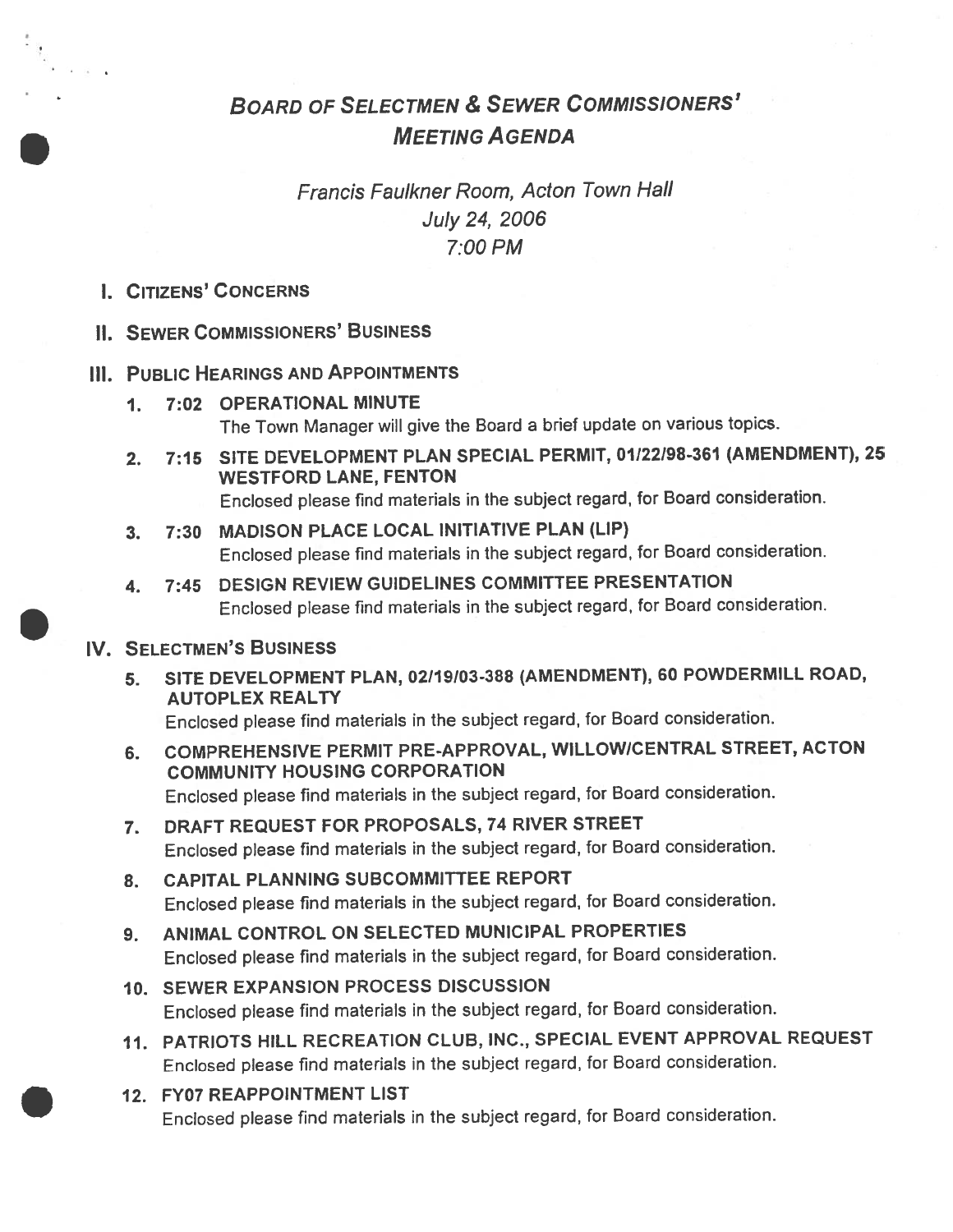# BOARD OF SELECTMEN & SEWER COMMISSIONERS' MEETING AGENDA

*Francis Faulkner Room, Acton Town Hall*
*July 24, 2006*
*7:00 PM*

## I. CITIZENS' CONCERNS

## II. SEWER COMMISSIONERS' BUSINESS

## III. PUBLIC HEARINGS AND APPOINTMENTS

1. **7:02 OPERATIONAL MINUTE**
   The Town Manager will give the Board a brief update on various topics.

2. **7:15 SITE DEVELOPMENT PLAN SPECIAL PERMIT, 01/22/98-361 (AMENDMENT), 25 WESTFORD LANE, FENTON**
   Enclosed please find materials in the subject regard, for Board consideration.

3. **7:30 MADISON PLACE LOCAL INITIATIVE PLAN (LIP)**
   Enclosed please find materials in the subject regard, for Board consideration.

4. **7:45 DESIGN REVIEW GUIDELINES COMMITTEE PRESENTATION**
   Enclosed please find materials in the subject regard, for Board consideration.

## IV. SELECTMEN'S BUSINESS

5. **SITE DEVELOPMENT PLAN, 02/19/03-388 (AMENDMENT), 60 POWDERMILL ROAD, AUTOPLEX REALTY**
   Enclosed please find materials in the subject regard, for Board consideration.

6. **COMPREHENSIVE PERMIT PRE-APPROVAL, WILLOW/CENTRAL STREET, ACTON COMMUNITY HOUSING CORPORATION**
   Enclosed please find materials in the subject regard, for Board consideration.

7. **DRAFT REQUEST FOR PROPOSALS, 74 RIVER STREET**
   Enclosed please find materials in the subject regard, for Board consideration.

8. **CAPITAL PLANNING SUBCOMMITTEE REPORT**
   Enclosed please find materials in the subject regard, for Board consideration.

9. **ANIMAL CONTROL ON SELECTED MUNICIPAL PROPERTIES**
   Enclosed please find materials in the subject regard, for Board consideration.

10. **SEWER EXPANSION PROCESS DISCUSSION**
    Enclosed please find materials in the subject regard, for Board consideration.

11. **PATRIOTS HILL RECREATION CLUB, INC., SPECIAL EVENT APPROVAL REQUEST**
    Enclosed please find materials in the subject regard, for Board consideration.

12. **FY07 REAPPOINTMENT LIST**
    Enclosed please find materials in the subject regard, for Board consideration.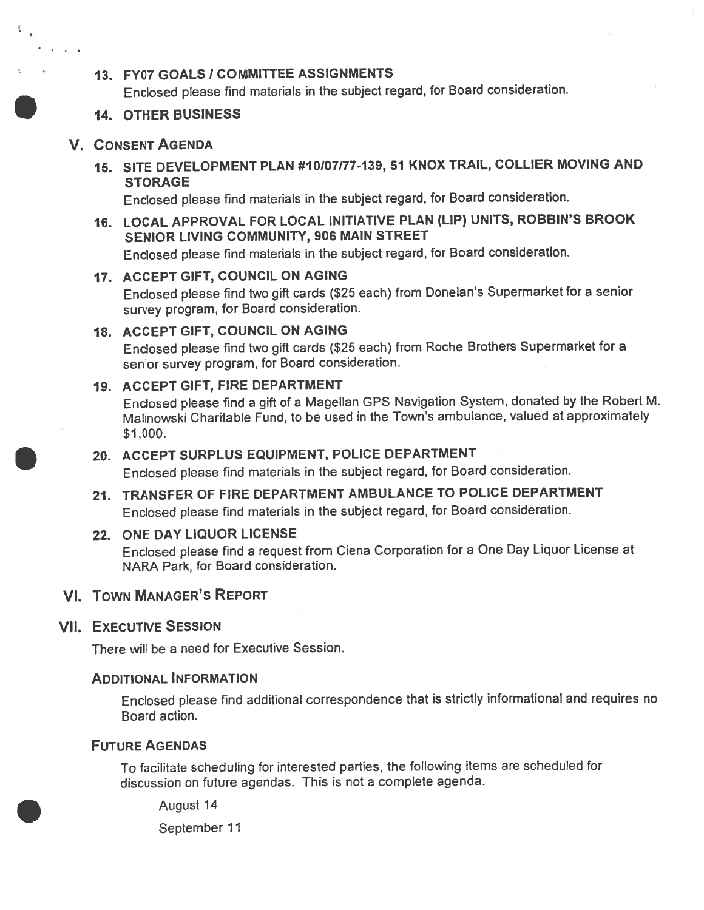13. **FY07 GOALS / COMMITTEE ASSIGNMENTS**

    Enclosed please find materials in the subject regard, for Board consideration.

14. **OTHER BUSINESS**

## V. CONSENT AGENDA

15. **SITE DEVELOPMENT PLAN #10/07/77-139, 51 KNOX TRAIL, COLLIER MOVING AND STORAGE**

    Enclosed please find materials in the subject regard, for Board consideration.

16. **LOCAL APPROVAL FOR LOCAL INITIATIVE PLAN (LIP) UNITS, ROBBIN'S BROOK SENIOR LIVING COMMUNITY, 906 MAIN STREET**

    Enclosed please find materials in the subject regard, for Board consideration.

17. **ACCEPT GIFT, COUNCIL ON AGING**

    Enclosed please find two gift cards ($25 each) from Donelan's Supermarket for a senior survey program, for Board consideration.

18. **ACCEPT GIFT, COUNCIL ON AGING**

    Enclosed please find two gift cards ($25 each) from Roche Brothers Supermarket for a senior survey program, for Board consideration.

19. **ACCEPT GIFT, FIRE DEPARTMENT**

    Enclosed please find a gift of a Magellan GPS Navigation System, donated by the Robert M. Malinowski Charitable Fund, to be used in the Town's ambulance, valued at approximately $1,000.

20. **ACCEPT SURPLUS EQUIPMENT, POLICE DEPARTMENT**

    Enclosed please find materials in the subject regard, for Board consideration.

21. **TRANSFER OF FIRE DEPARTMENT AMBULANCE TO POLICE DEPARTMENT**

    Enclosed please find materials in the subject regard, for Board consideration.

22. **ONE DAY LIQUOR LICENSE**

    Enclosed please find a request from Ciena Corporation for a One Day Liquor License at NARA Park, for Board consideration.

## VI. TOWN MANAGER'S REPORT

## VII. EXECUTIVE SESSION

There will be a need for Executive Session.

### ADDITIONAL INFORMATION

Enclosed please find additional correspondence that is strictly informational and requires no Board action.

### FUTURE AGENDAS

To facilitate scheduling for interested parties, the following items are scheduled for discussion on future agendas. This is not a complete agenda.

August 14

September 11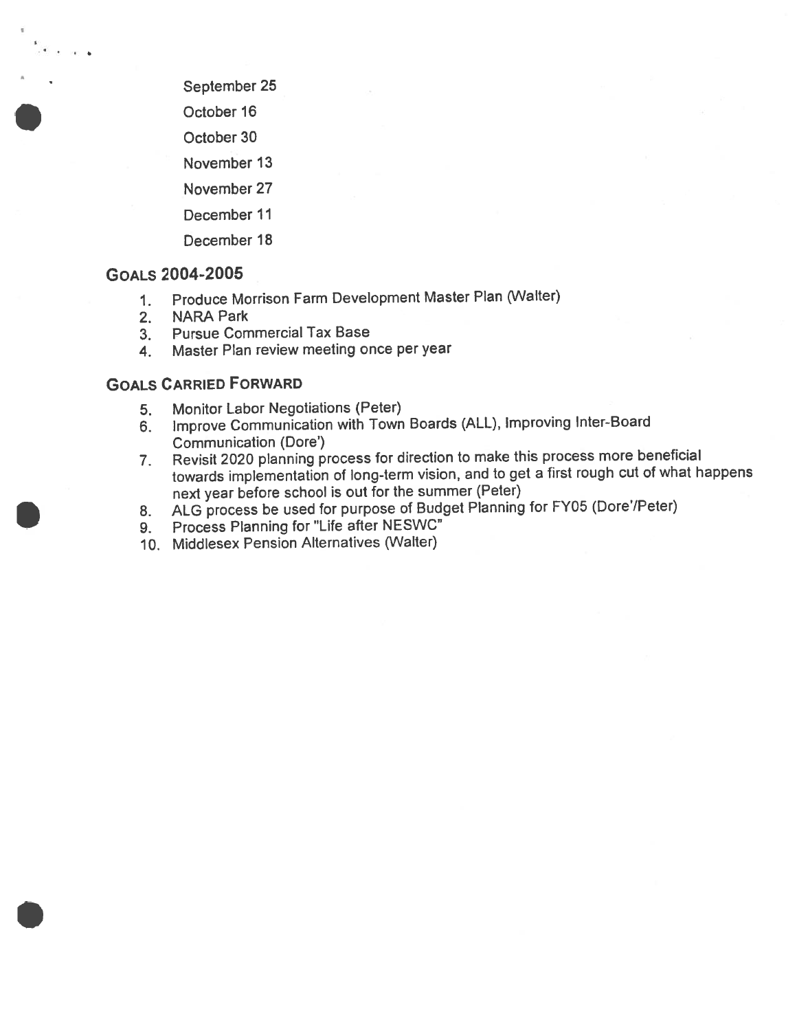September 25

October 16

October 30

November 13

November 27

December 11

December 18

## Goals 2004-2005

1. Produce Morrison Farm Development Master Plan (Walter)
2. NARA Park
3. Pursue Commercial Tax Base
4. Master Plan review meeting once per year

## Goals Carried Forward

5. Monitor Labor Negotiations (Peter)
6. Improve Communication with Town Boards (ALL), Improving Inter-Board Communication (Dore')
7. Revisit 2020 planning process for direction to make this process more beneficial towards implementation of long-term vision, and to get a first rough cut of what happens next year before school is out for the summer (Peter)
8. ALG process be used for purpose of Budget Planning for FY05 (Dore'/Peter)
9. Process Planning for "Life after NESWC"
10. Middlesex Pension Alternatives (Walter)